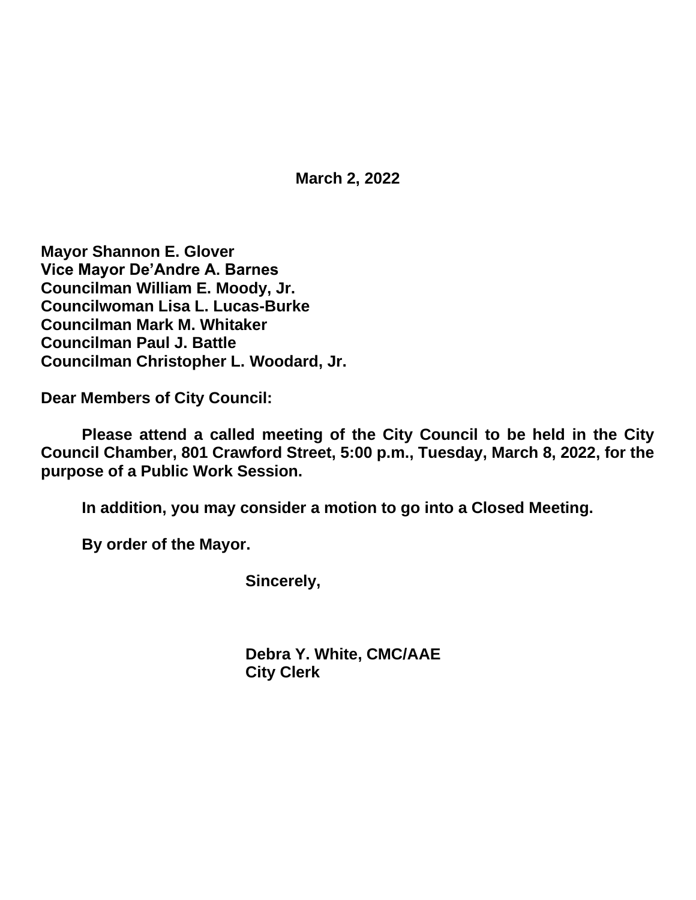**March 2, 2022**

**Mayor Shannon E. Glover**
**Vice Mayor De'Andre A. Barnes**
**Councilman William E. Moody, Jr.**
**Councilwoman Lisa L. Lucas-Burke**
**Councilman Mark M. Whitaker**
**Councilman Paul J. Battle**
**Councilman Christopher L. Woodard, Jr.**

**Dear Members of City Council:**

**Please attend a called meeting of the City Council to be held in the City Council Chamber, 801 Crawford Street, 5:00 p.m., Tuesday, March 8, 2022, for the purpose of a Public Work Session.**

**In addition, you may consider a motion to go into a Closed Meeting.**

**By order of the Mayor.**

**Sincerely,**

**Debra Y. White, CMC/AAE**
**City Clerk**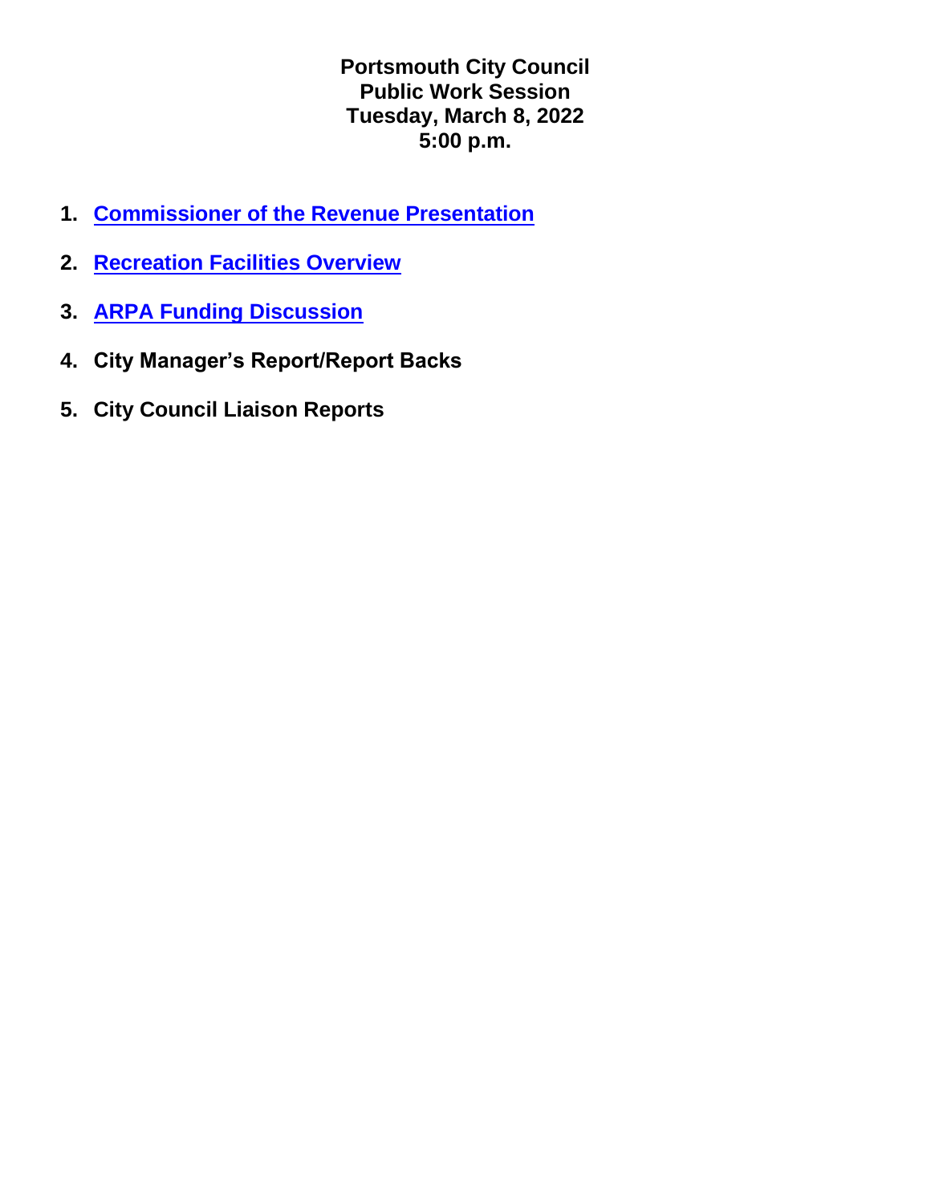**Portsmouth City Council**
**Public Work Session**
**Tuesday, March 8, 2022**
**5:00 p.m.**

1. **Commissioner of the Revenue Presentation**
2. **Recreation Facilities Overview**
3. **ARPA Funding Discussion**
4. **City Manager's Report/Report Backs**
5. **City Council Liaison Reports**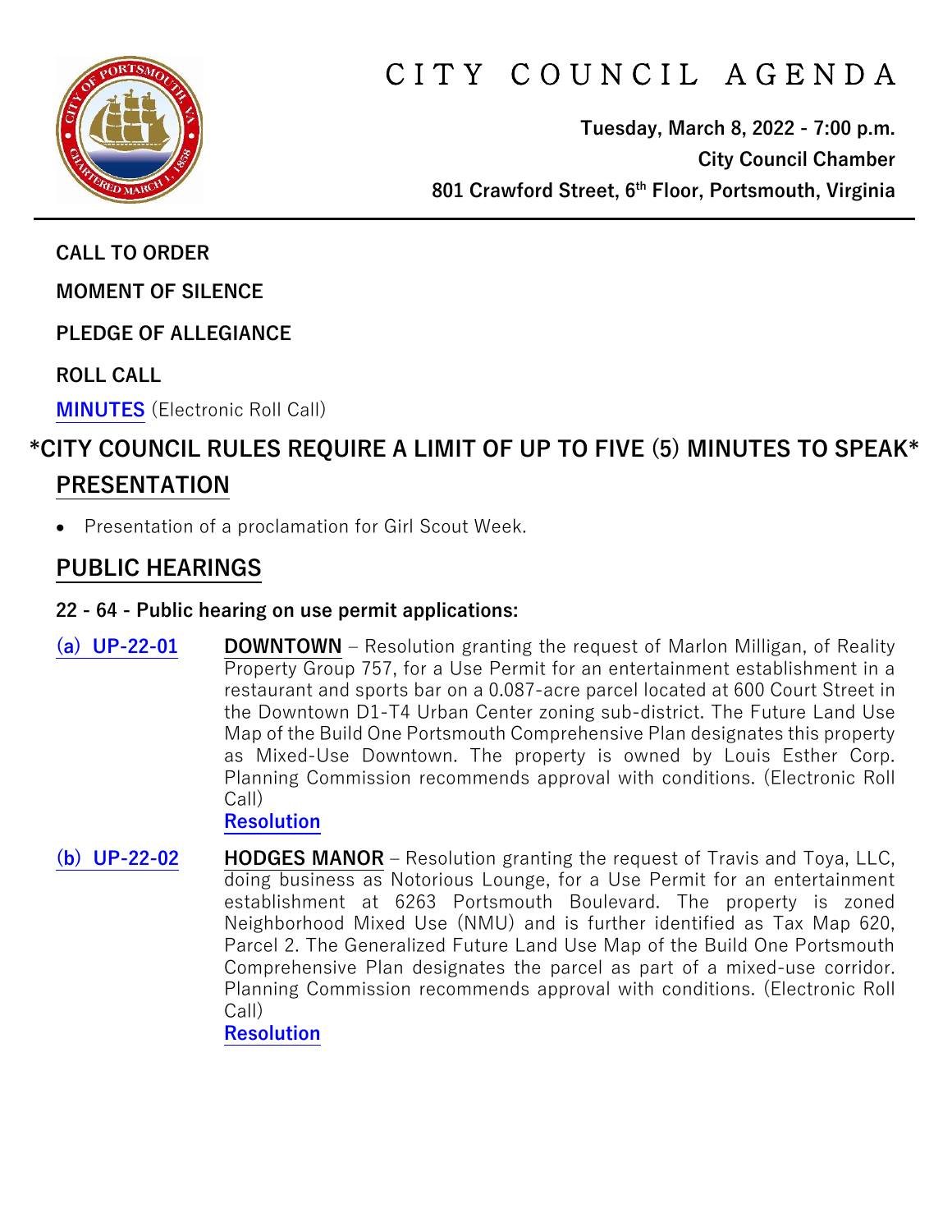# CITY COUNCIL AGENDA

**Tuesday, March 8, 2022 - 7:00 p.m.**
**City Council Chamber**
**801 Crawford Street, 6th Floor, Portsmouth, Virginia**

**CALL TO ORDER**

**MOMENT OF SILENCE**

**PLEDGE OF ALLEGIANCE**

**ROLL CALL**

**MINUTES** (Electronic Roll Call)

## *CITY COUNCIL RULES REQUIRE A LIMIT OF UP TO FIVE (5) MINUTES TO SPEAK*

## PRESENTATION

- Presentation of a proclamation for Girl Scout Week.

## PUBLIC HEARINGS

**22 - 64 - Public hearing on use permit applications:**

**(a) UP-22-01** — **DOWNTOWN** – Resolution granting the request of Marlon Milligan, of Reality Property Group 757, for a Use Permit for an entertainment establishment in a restaurant and sports bar on a 0.087-acre parcel located at 600 Court Street in the Downtown D1-T4 Urban Center zoning sub-district. The Future Land Use Map of the Build One Portsmouth Comprehensive Plan designates this property as Mixed-Use Downtown. The property is owned by Louis Esther Corp. Planning Commission recommends approval with conditions. (Electronic Roll Call)
**Resolution**

**(b) UP-22-02** — **HODGES MANOR** – Resolution granting the request of Travis and Toya, LLC, doing business as Notorious Lounge, for a Use Permit for an entertainment establishment at 6263 Portsmouth Boulevard. The property is zoned Neighborhood Mixed Use (NMU) and is further identified as Tax Map 620, Parcel 2. The Generalized Future Land Use Map of the Build One Portsmouth Comprehensive Plan designates the parcel as part of a mixed-use corridor. Planning Commission recommends approval with conditions. (Electronic Roll Call)
**Resolution**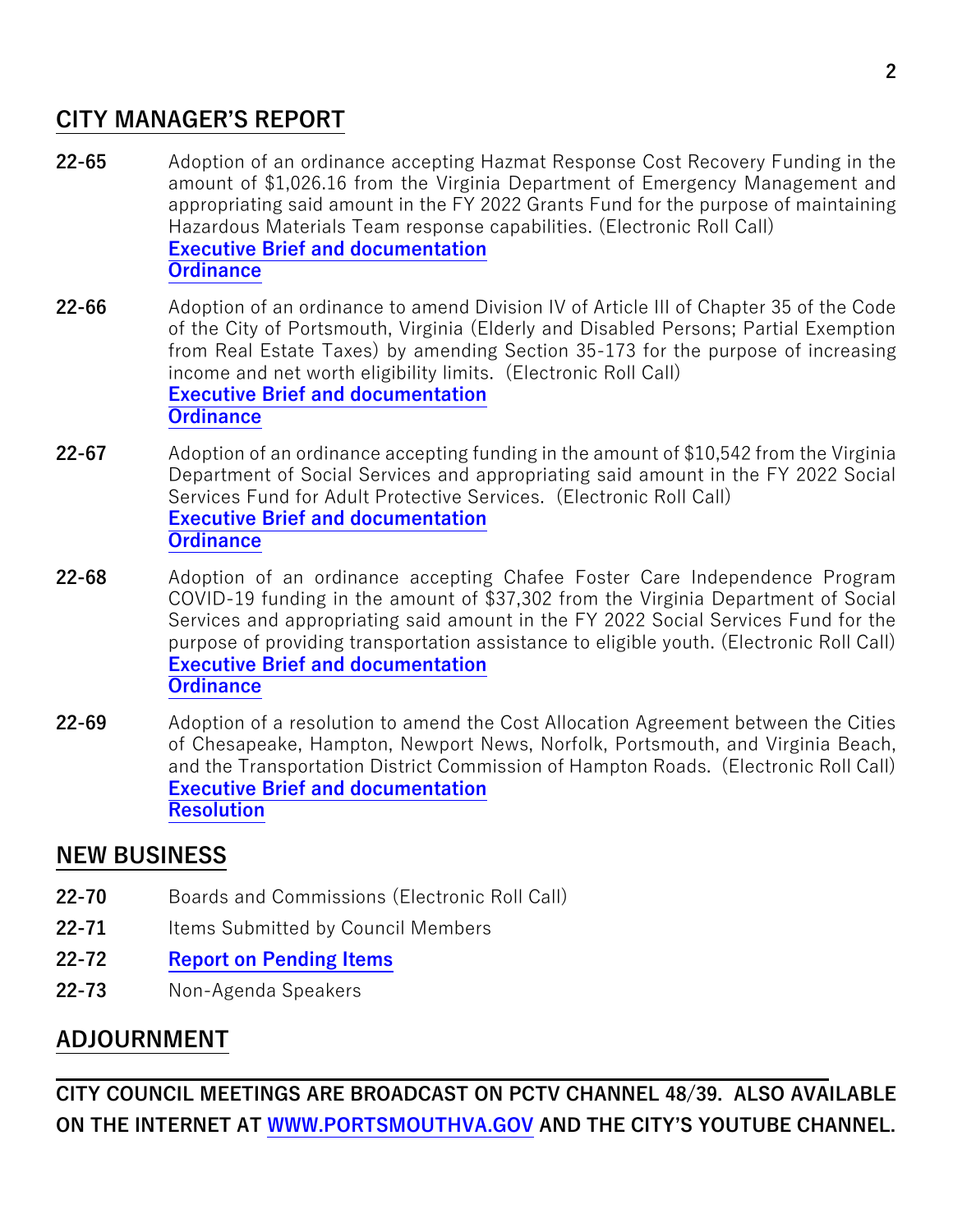## CITY MANAGER'S REPORT

**22-65** Adoption of an ordinance accepting Hazmat Response Cost Recovery Funding in the amount of $1,026.16 from the Virginia Department of Emergency Management and appropriating said amount in the FY 2022 Grants Fund for the purpose of maintaining Hazardous Materials Team response capabilities. (Electronic Roll Call)
**Executive Brief and documentation**
**Ordinance**

**22-66** Adoption of an ordinance to amend Division IV of Article III of Chapter 35 of the Code of the City of Portsmouth, Virginia (Elderly and Disabled Persons; Partial Exemption from Real Estate Taxes) by amending Section 35-173 for the purpose of increasing income and net worth eligibility limits. (Electronic Roll Call)
**Executive Brief and documentation**
**Ordinance**

**22-67** Adoption of an ordinance accepting funding in the amount of $10,542 from the Virginia Department of Social Services and appropriating said amount in the FY 2022 Social Services Fund for Adult Protective Services. (Electronic Roll Call)
**Executive Brief and documentation**
**Ordinance**

**22-68** Adoption of an ordinance accepting Chafee Foster Care Independence Program COVID-19 funding in the amount of $37,302 from the Virginia Department of Social Services and appropriating said amount in the FY 2022 Social Services Fund for the purpose of providing transportation assistance to eligible youth. (Electronic Roll Call)
**Executive Brief and documentation**
**Ordinance**

**22-69** Adoption of a resolution to amend the Cost Allocation Agreement between the Cities of Chesapeake, Hampton, Newport News, Norfolk, Portsmouth, and Virginia Beach, and the Transportation District Commission of Hampton Roads. (Electronic Roll Call)
**Executive Brief and documentation**
**Resolution**

## NEW BUSINESS

**22-70** Boards and Commissions (Electronic Roll Call)

**22-71** Items Submitted by Council Members

**22-72** **Report on Pending Items**

**22-73** Non-Agenda Speakers

## ADJOURNMENT

---

**CITY COUNCIL MEETINGS ARE BROADCAST ON PCTV CHANNEL 48/39. ALSO AVAILABLE ON THE INTERNET AT WWW.PORTSMOUTHVA.GOV AND THE CITY'S YOUTUBE CHANNEL.**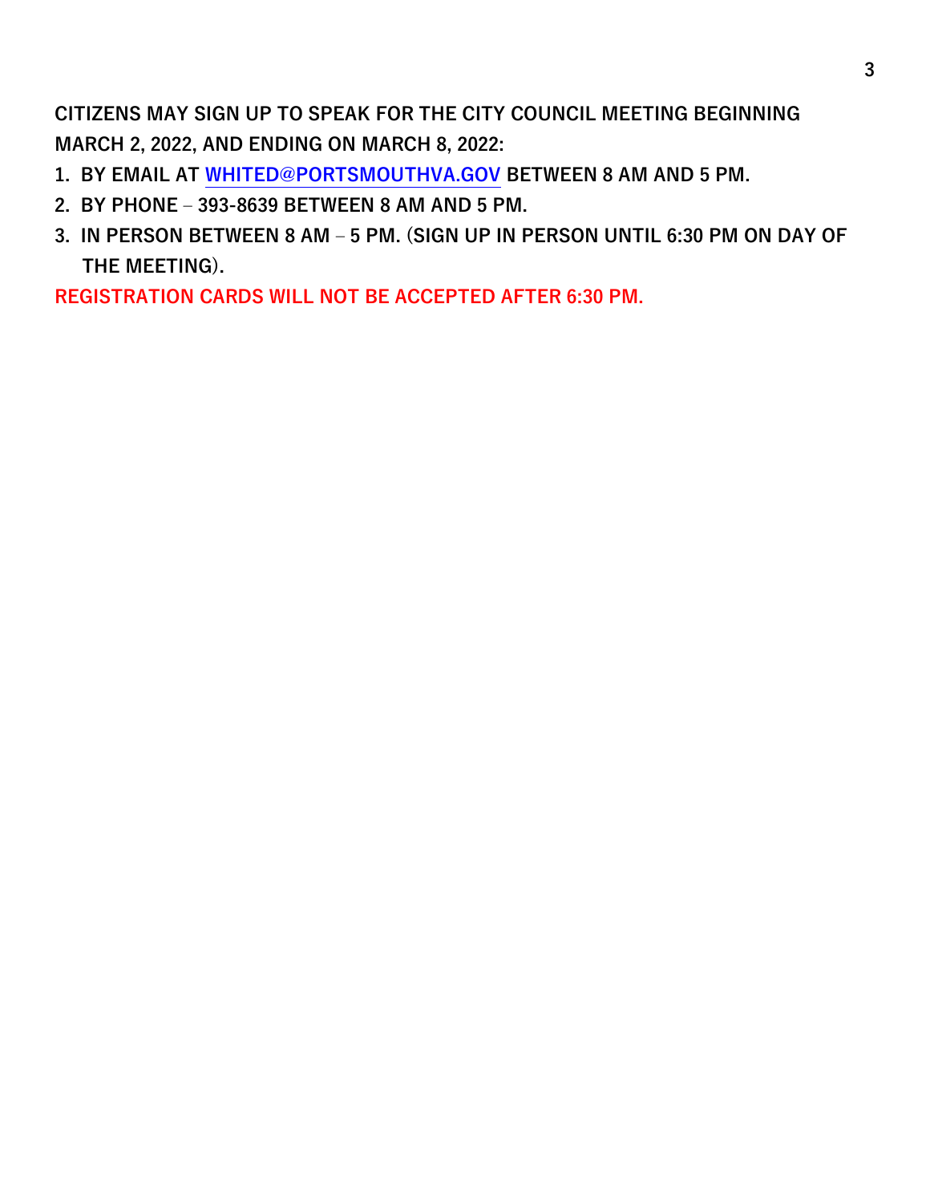**CITIZENS MAY SIGN UP TO SPEAK FOR THE CITY COUNCIL MEETING BEGINNING MARCH 2, 2022, AND ENDING ON MARCH 8, 2022:**

1. **BY EMAIL AT [WHITED@PORTSMOUTHVA.GOV](mailto:WHITED@PORTSMOUTHVA.GOV) BETWEEN 8 AM AND 5 PM.**
2. **BY PHONE – 393-8639 BETWEEN 8 AM AND 5 PM.**
3. **IN PERSON BETWEEN 8 AM – 5 PM. (SIGN UP IN PERSON UNTIL 6:30 PM ON DAY OF THE MEETING).**

**REGISTRATION CARDS WILL NOT BE ACCEPTED AFTER 6:30 PM.**